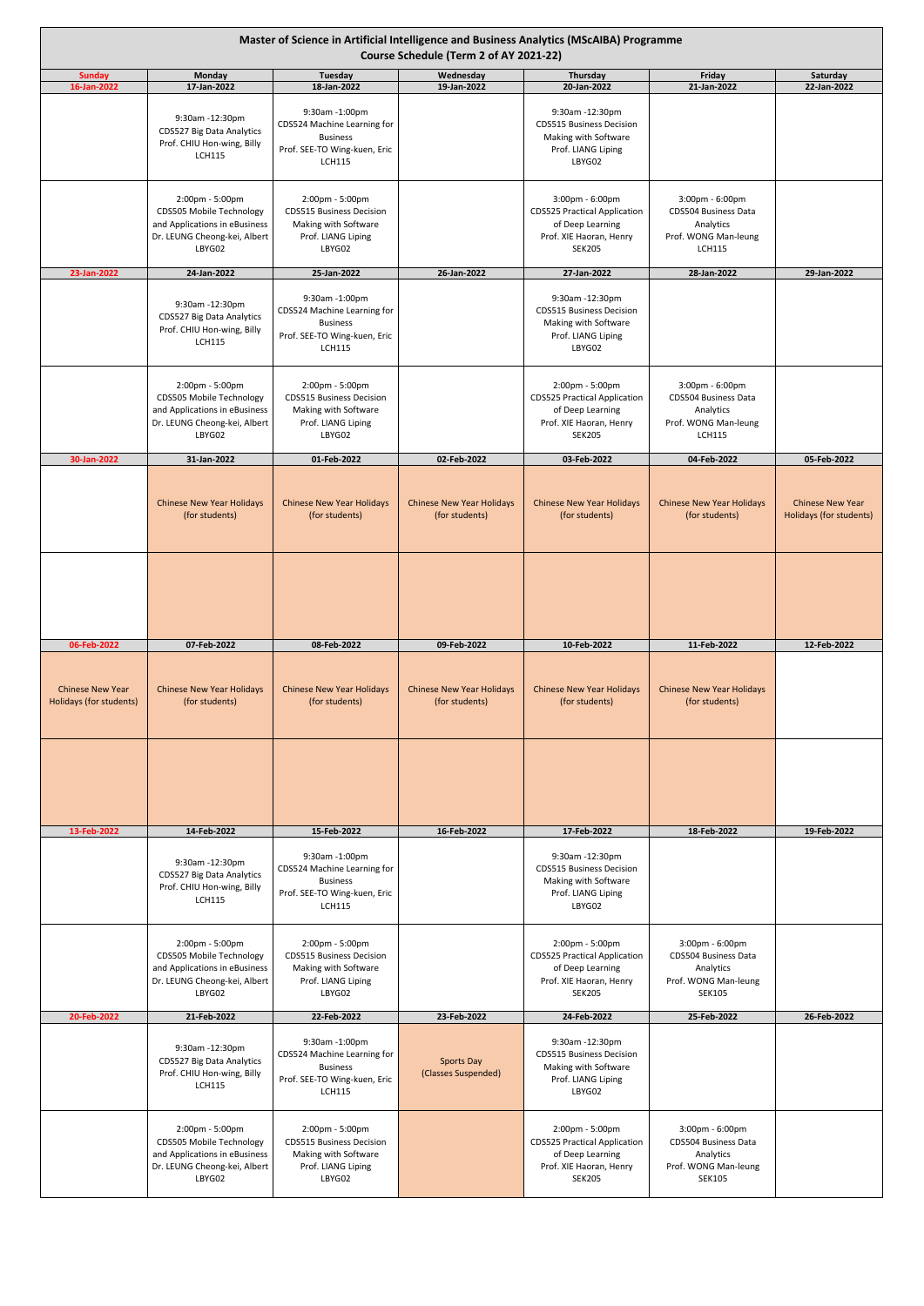# Master of Science in Artificial Intelligence and Business Analytics (MScAIBA) Programme

## Course Schedule (Term 2 of AY 2021-22)

| Sunday | Monday | Tuesday | Wednesday | Thursday | Friday | Saturday |
|---|---|---|---|---|---|---|
| 16-Jan-2022 | 17-Jan-2022 | 18-Jan-2022 | 19-Jan-2022 | 20-Jan-2022 | 21-Jan-2022 | 22-Jan-2022 |
| | 9:30am -12:30pm CDS527 Big Data Analytics Prof. CHIU Hon-wing, Billy LCH115 | 9:30am -1:00pm CDS524 Machine Learning for Business Prof. SEE-TO Wing-kuen, Eric LCH115 | | 9:30am -12:30pm CDS515 Business Decision Making with Software Prof. LIANG Liping LBYG02 | | |
| | 2:00pm - 5:00pm CDS505 Mobile Technology and Applications in eBusiness Dr. LEUNG Cheong-kei, Albert LBYG02 | 2:00pm - 5:00pm CDS515 Business Decision Making with Software Prof. LIANG Liping LBYG02 | | 3:00pm - 6:00pm CDS525 Practical Application of Deep Learning Prof. XIE Haoran, Henry SEK205 | 3:00pm - 6:00pm CDS504 Business Data Analytics Prof. WONG Man-leung LCH115 | |
| 23-Jan-2022 | 24-Jan-2022 | 25-Jan-2022 | 26-Jan-2022 | 27-Jan-2022 | 28-Jan-2022 | 29-Jan-2022 |
| | 9:30am -12:30pm CDS527 Big Data Analytics Prof. CHIU Hon-wing, Billy LCH115 | 9:30am -1:00pm CDS524 Machine Learning for Business Prof. SEE-TO Wing-kuen, Eric LCH115 | | 9:30am -12:30pm CDS515 Business Decision Making with Software Prof. LIANG Liping LBYG02 | | |
| | 2:00pm - 5:00pm CDS505 Mobile Technology and Applications in eBusiness Dr. LEUNG Cheong-kei, Albert LBYG02 | 2:00pm - 5:00pm CDS515 Business Decision Making with Software Prof. LIANG Liping LBYG02 | | 2:00pm - 5:00pm CDS525 Practical Application of Deep Learning Prof. XIE Haoran, Henry SEK205 | 3:00pm - 6:00pm CDS504 Business Data Analytics Prof. WONG Man-leung LCH115 | |
| 30-Jan-2022 | 31-Jan-2022 | 01-Feb-2022 | 02-Feb-2022 | 03-Feb-2022 | 04-Feb-2022 | 05-Feb-2022 |
| | Chinese New Year Holidays (for students) | Chinese New Year Holidays (for students) | Chinese New Year Holidays (for students) | Chinese New Year Holidays (for students) | Chinese New Year Holidays (for students) | Chinese New Year Holidays (for students) |
| | | | | | | |
| 06-Feb-2022 | 07-Feb-2022 | 08-Feb-2022 | 09-Feb-2022 | 10-Feb-2022 | 11-Feb-2022 | 12-Feb-2022 |
| Chinese New Year Holidays (for students) | Chinese New Year Holidays (for students) | Chinese New Year Holidays (for students) | Chinese New Year Holidays (for students) | Chinese New Year Holidays (for students) | Chinese New Year Holidays (for students) | |
| | | | | | | |
| 13-Feb-2022 | 14-Feb-2022 | 15-Feb-2022 | 16-Feb-2022 | 17-Feb-2022 | 18-Feb-2022 | 19-Feb-2022 |
| | 9:30am -12:30pm CDS527 Big Data Analytics Prof. CHIU Hon-wing, Billy LCH115 | 9:30am -1:00pm CDS524 Machine Learning for Business Prof. SEE-TO Wing-kuen, Eric LCH115 | | 9:30am -12:30pm CDS515 Business Decision Making with Software Prof. LIANG Liping LBYG02 | | |
| | 2:00pm - 5:00pm CDS505 Mobile Technology and Applications in eBusiness Dr. LEUNG Cheong-kei, Albert LBYG02 | 2:00pm - 5:00pm CDS515 Business Decision Making with Software Prof. LIANG Liping LBYG02 | | 2:00pm - 5:00pm CDS525 Practical Application of Deep Learning Prof. XIE Haoran, Henry SEK205 | 3:00pm - 6:00pm CDS504 Business Data Analytics Prof. WONG Man-leung SEK105 | |
| 20-Feb-2022 | 21-Feb-2022 | 22-Feb-2022 | 23-Feb-2022 | 24-Feb-2022 | 25-Feb-2022 | 26-Feb-2022 |
| | 9:30am -12:30pm CDS527 Big Data Analytics Prof. CHIU Hon-wing, Billy LCH115 | 9:30am -1:00pm CDS524 Machine Learning for Business Prof. SEE-TO Wing-kuen, Eric LCH115 | Sports Day (Classes Suspended) | 9:30am -12:30pm CDS515 Business Decision Making with Software Prof. LIANG Liping LBYG02 | | |
| | 2:00pm - 5:00pm CDS505 Mobile Technology and Applications in eBusiness Dr. LEUNG Cheong-kei, Albert LBYG02 | 2:00pm - 5:00pm CDS515 Business Decision Making with Software Prof. LIANG Liping LBYG02 | | 2:00pm - 5:00pm CDS525 Practical Application of Deep Learning Prof. XIE Haoran, Henry SEK205 | 3:00pm - 6:00pm CDS504 Business Data Analytics Prof. WONG Man-leung SEK105 | |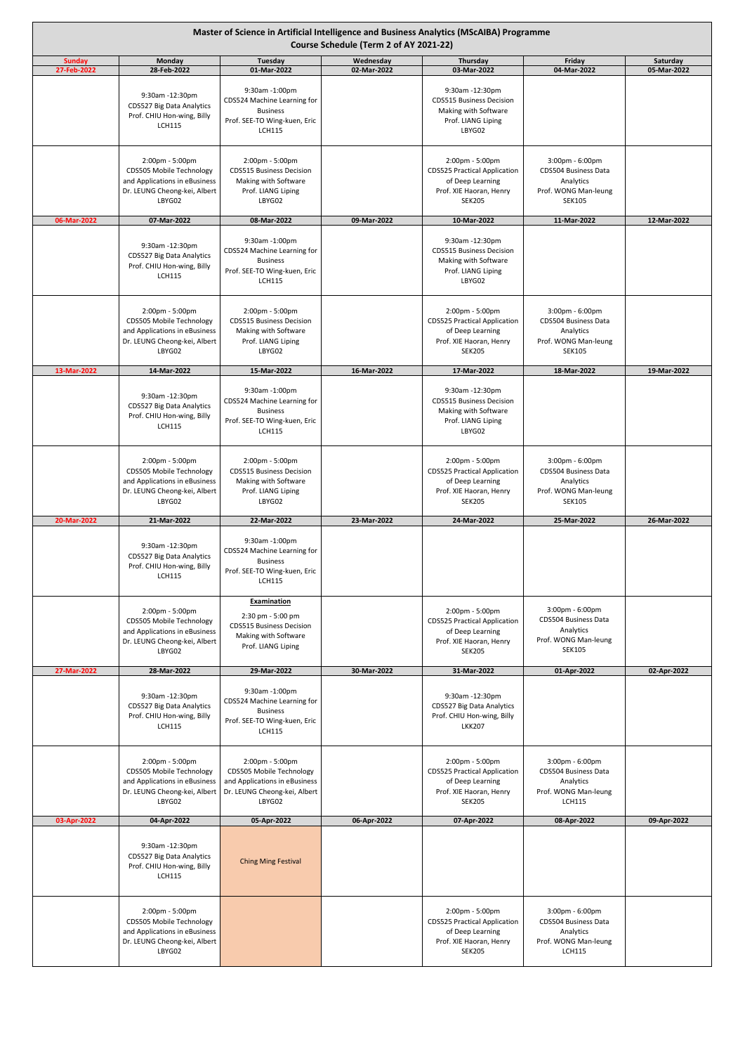# Master of Science in Artificial Intelligence and Business Analytics (MScAIBA) Programme
## Course Schedule (Term 2 of AY 2021-22)

| Sunday | Monday | Tuesday | Wednesday | Thursday | Friday | Saturday |
|---|---|---|---|---|---|---|
| 27-Feb-2022 | 28-Feb-2022 | 01-Mar-2022 | 02-Mar-2022 | 03-Mar-2022 | 04-Mar-2022 | 05-Mar-2022 |
| | 9:30am -12:30pm CDS527 Big Data Analytics Prof. CHIU Hon-wing, Billy LCH115 | 9:30am -1:00pm CDS524 Machine Learning for Business Prof. SEE-TO Wing-kuen, Eric LCH115 | | 9:30am -12:30pm CDS515 Business Decision Making with Software Prof. LIANG Liping LBYG02 | | |
| | 2:00pm - 5:00pm CDS505 Mobile Technology and Applications in eBusiness Dr. LEUNG Cheong-kei, Albert LBYG02 | 2:00pm - 5:00pm CDS515 Business Decision Making with Software Prof. LIANG Liping LBYG02 | | 2:00pm - 5:00pm CDS525 Practical Application of Deep Learning Prof. XIE Haoran, Henry SEK205 | 3:00pm - 6:00pm CDS504 Business Data Analytics Prof. WONG Man-leung SEK105 | |
| 06-Mar-2022 | 07-Mar-2022 | 08-Mar-2022 | 09-Mar-2022 | 10-Mar-2022 | 11-Mar-2022 | 12-Mar-2022 |
| | 9:30am -12:30pm CDS527 Big Data Analytics Prof. CHIU Hon-wing, Billy LCH115 | 9:30am -1:00pm CDS524 Machine Learning for Business Prof. SEE-TO Wing-kuen, Eric LCH115 | | 9:30am -12:30pm CDS515 Business Decision Making with Software Prof. LIANG Liping LBYG02 | | |
| | 2:00pm - 5:00pm CDS505 Mobile Technology and Applications in eBusiness Dr. LEUNG Cheong-kei, Albert LBYG02 | 2:00pm - 5:00pm CDS515 Business Decision Making with Software Prof. LIANG Liping LBYG02 | | 2:00pm - 5:00pm CDS525 Practical Application of Deep Learning Prof. XIE Haoran, Henry SEK205 | 3:00pm - 6:00pm CDS504 Business Data Analytics Prof. WONG Man-leung SEK105 | |
| 13-Mar-2022 | 14-Mar-2022 | 15-Mar-2022 | 16-Mar-2022 | 17-Mar-2022 | 18-Mar-2022 | 19-Mar-2022 |
| | 9:30am -12:30pm CDS527 Big Data Analytics Prof. CHIU Hon-wing, Billy LCH115 | 9:30am -1:00pm CDS524 Machine Learning for Business Prof. SEE-TO Wing-kuen, Eric LCH115 | | 9:30am -12:30pm CDS515 Business Decision Making with Software Prof. LIANG Liping LBYG02 | | |
| | 2:00pm - 5:00pm CDS505 Mobile Technology and Applications in eBusiness Dr. LEUNG Cheong-kei, Albert LBYG02 | 2:00pm - 5:00pm CDS515 Business Decision Making with Software Prof. LIANG Liping LBYG02 | | 2:00pm - 5:00pm CDS525 Practical Application of Deep Learning Prof. XIE Haoran, Henry SEK205 | 3:00pm - 6:00pm CDS504 Business Data Analytics Prof. WONG Man-leung SEK105 | |
| 20-Mar-2022 | 21-Mar-2022 | 22-Mar-2022 | 23-Mar-2022 | 24-Mar-2022 | 25-Mar-2022 | 26-Mar-2022 |
| | 9:30am -12:30pm CDS527 Big Data Analytics Prof. CHIU Hon-wing, Billy LCH115 | 9:30am -1:00pm CDS524 Machine Learning for Business Prof. SEE-TO Wing-kuen, Eric LCH115 | | | | |
| | 2:00pm - 5:00pm CDS505 Mobile Technology and Applications in eBusiness Dr. LEUNG Cheong-kei, Albert LBYG02 | **Examination** 2:30 pm - 5:00 pm CDS515 Business Decision Making with Software Prof. LIANG Liping | | 2:00pm - 5:00pm CDS525 Practical Application of Deep Learning Prof. XIE Haoran, Henry SEK205 | 3:00pm - 6:00pm CDS504 Business Data Analytics Prof. WONG Man-leung SEK105 | |
| 27-Mar-2022 | 28-Mar-2022 | 29-Mar-2022 | 30-Mar-2022 | 31-Mar-2022 | 01-Apr-2022 | 02-Apr-2022 |
| | 9:30am -12:30pm CDS527 Big Data Analytics Prof. CHIU Hon-wing, Billy LCH115 | 9:30am -1:00pm CDS524 Machine Learning for Business Prof. SEE-TO Wing-kuen, Eric LCH115 | | 9:30am -12:30pm CDS527 Big Data Analytics Prof. CHIU Hon-wing, Billy LKK207 | | |
| | 2:00pm - 5:00pm CDS505 Mobile Technology and Applications in eBusiness Dr. LEUNG Cheong-kei, Albert LBYG02 | 2:00pm - 5:00pm CDS505 Mobile Technology and Applications in eBusiness Dr. LEUNG Cheong-kei, Albert LBYG02 | | 2:00pm - 5:00pm CDS525 Practical Application of Deep Learning Prof. XIE Haoran, Henry SEK205 | 3:00pm - 6:00pm CDS504 Business Data Analytics Prof. WONG Man-leung LCH115 | |
| 03-Apr-2022 | 04-Apr-2022 | 05-Apr-2022 | 06-Apr-2022 | 07-Apr-2022 | 08-Apr-2022 | 09-Apr-2022 |
| | 9:30am -12:30pm CDS527 Big Data Analytics Prof. CHIU Hon-wing, Billy LCH115 | Ching Ming Festival | | | | |
| | 2:00pm - 5:00pm CDS505 Mobile Technology and Applications in eBusiness Dr. LEUNG Cheong-kei, Albert LBYG02 | | | 2:00pm - 5:00pm CDS525 Practical Application of Deep Learning Prof. XIE Haoran, Henry SEK205 | 3:00pm - 6:00pm CDS504 Business Data Analytics Prof. WONG Man-leung LCH115 | |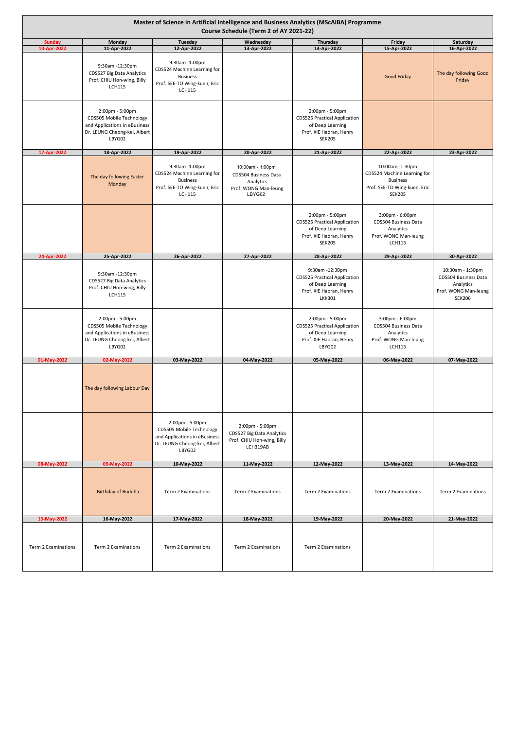# Master of Science in Artificial Intelligence and Business Analytics (MScAIBA) Programme
## Course Schedule (Term 2 of AY 2021-22)

| Sunday | Monday | Tuesday | Wednesday | Thursday | Friday | Saturday |
|---|---|---|---|---|---|---|
| 10-Apr-2022 | 11-Apr-2022 | 12-Apr-2022 | 13-Apr-2022 | 14-Apr-2022 | 15-Apr-2022 | 16-Apr-2022 |
| | 9:30am -12:30pm CDS527 Big Data Analytics Prof. CHIU Hon-wing, Billy LCH115 | 9:30am -1:00pm CDS524 Machine Learning for Business Prof. SEE-TO Wing-kuen, Eric LCH115 | | | Good Friday | The day following Good Friday |
| | 2:00pm - 5:00pm CDS505 Mobile Technology and Applications in eBusiness Dr. LEUNG Cheong-kei, Albert LBYG02 | | | 2:00pm - 5:00pm CDS525 Practical Application of Deep Learning Prof. XIE Haoran, Henry SEK205 | | |
| 17-Apr-2022 | 18-Apr-2022 | 19-Apr-2022 | 20-Apr-2022 | 21-Apr-2022 | 22-Apr-2022 | 23-Apr-2022 |
| | The day following Easter Monday | 9:30am -1:00pm CDS524 Machine Learning for Business Prof. SEE-TO Wing-kuen, Eric LCH115 | 10:00am - 1:00pm CDS504 Business Data Analytics Prof. WONG Man-leung LBYG02 | | 10:00am -1:30pm CDS524 Machine Learning for Business Prof. SEE-TO Wing-kuen, Eric SEK205 | |
| | | | | 2:00pm - 5:00pm CDS525 Practical Application of Deep Learning Prof. XIE Haoran, Henry SEK205 | 3:00pm - 6:00pm CDS504 Business Data Analytics Prof. WONG Man-leung LCH115 | |
| 24-Apr-2022 | 25-Apr-2022 | 26-Apr-2022 | 27-Apr-2022 | 28-Apr-2022 | 29-Apr-2022 | 30-Apr-2022 |
| | 9:30am -12:30pm CDS527 Big Data Analytics Prof. CHIU Hon-wing, Billy LCH115 | | | 9:30am -12:30pm CDS525 Practical Application of Deep Learning Prof. XIE Haoran, Henry LKK301 | | 10:30am - 1:30pm CDS504 Business Data Analytics Prof. WONG Man-leung SEK206 |
| | 2:00pm - 5:00pm CDS505 Mobile Technology and Applications in eBusiness Dr. LEUNG Cheong-kei, Albert LBYG02 | | | 2:00pm - 5:00pm CDS525 Practical Application of Deep Learning Prof. XIE Haoran, Henry LBYG02 | 3:00pm - 6:00pm CDS504 Business Data Analytics Prof. WONG Man-leung LCH115 | |
| 01-May-2022 | 02-May-2022 | 03-May-2022 | 04-May-2022 | 05-May-2022 | 06-May-2022 | 07-May-2022 |
| | The day following Labour Day | | | | | |
| | | 2:00pm - 5:00pm CDS505 Mobile Technology and Applications in eBusiness Dr. LEUNG Cheong-kei, Albert LBYG02 | 2:00pm - 5:00pm CDS527 Big Data Analytics Prof. CHIU Hon-wing, Billy LCH319AB | | | |
| 08-May-2022 | 09-May-2022 | 10-May-2022 | 11-May-2022 | 12-May-2022 | 13-May-2022 | 14-May-2022 |
| | Birthday of Buddha | Term 2 Examinations | Term 2 Examinations | Term 2 Examinations | Term 2 Examinations | Term 2 Examinations |
| 15-May-2022 | 16-May-2022 | 17-May-2022 | 18-May-2022 | 19-May-2022 | 20-May-2022 | 21-May-2022 |
| Term 2 Examinations | Term 2 Examinations | Term 2 Examinations | Term 2 Examinations | Term 2 Examinations | | |